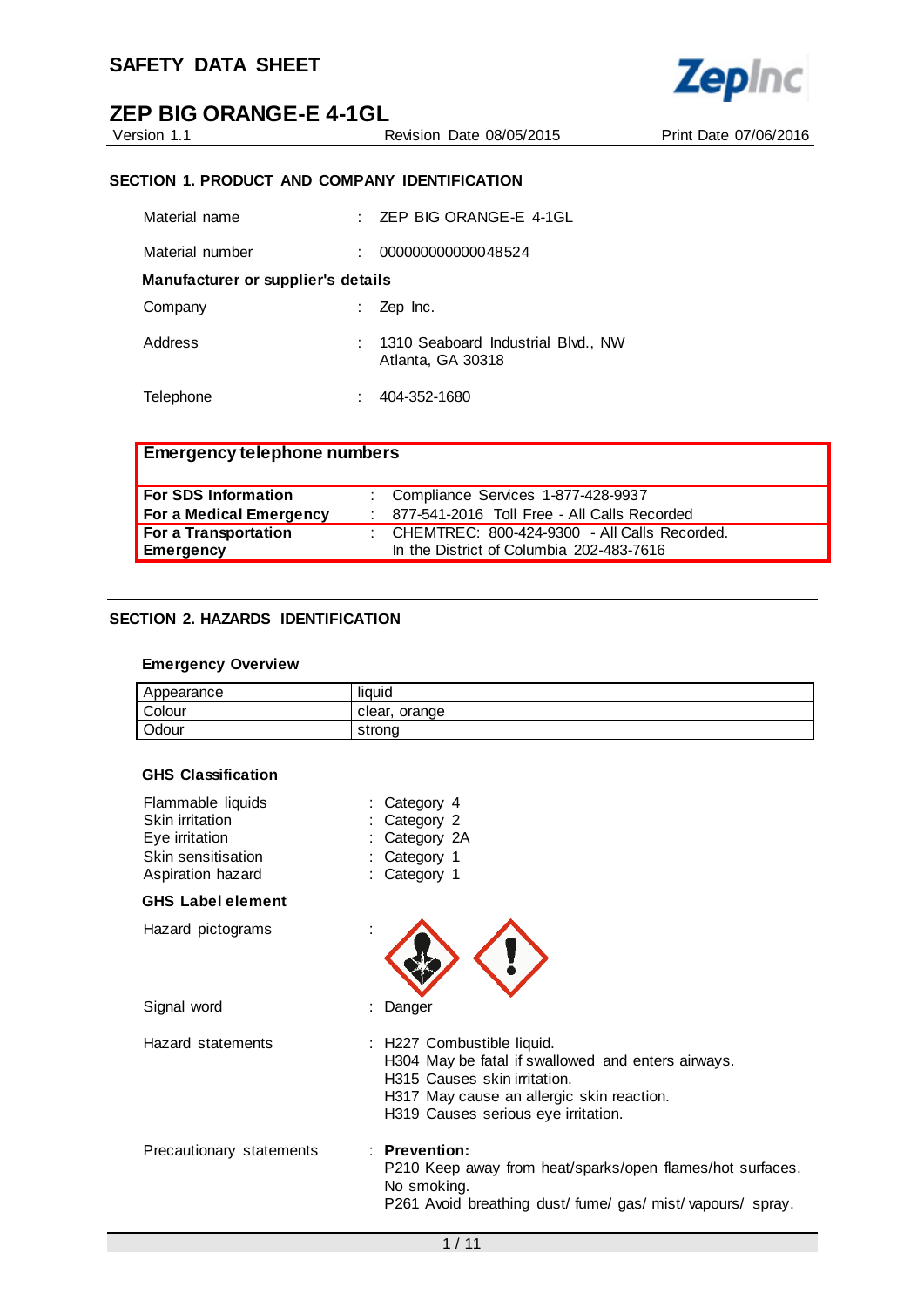# SAFETY DATA SHEET

# ZEP BIG ORANGE-E 4-1GL

Version 1.1 | Revision Date 08/05/2015 | Print Date 07/06/2016

## SECTION 1. PRODUCT AND COMPANY IDENTIFICATION

Material name : ZEP BIG ORANGE-E 4-1GL

Material number : 000000000000048524

**Manufacturer or supplier's details**

Company : Zep Inc.

Address : 1310 Seaboard Industrial Blvd., NW
Atlanta, GA 30318

Telephone : 404-352-1680

| **Emergency telephone numbers** | |
|---|---|
| **For SDS Information** | : Compliance Services 1-877-428-9937 |
| **For a Medical Emergency** | : 877-541-2016 Toll Free - All Calls Recorded |
| **For a Transportation Emergency** | : CHEMTREC: 800-424-9300 - All Calls Recorded. In the District of Columbia 202-483-7616 |

## SECTION 2. HAZARDS IDENTIFICATION

### Emergency Overview

| Appearance | liquid |
|---|---|
| Colour | clear, orange |
| Odour | strong |

### GHS Classification

Flammable liquids : Category 4
Skin irritation : Category 2
Eye irritation : Category 2A
Skin sensitisation : Category 1
Aspiration hazard : Category 1

### GHS Label element

Hazard pictograms :

Signal word : Danger

Hazard statements : H227 Combustible liquid.
H304 May be fatal if swallowed and enters airways.
H315 Causes skin irritation.
H317 May cause an allergic skin reaction.
H319 Causes serious eye irritation.

Precautionary statements : **Prevention:**
P210 Keep away from heat/sparks/open flames/hot surfaces. No smoking.
P261 Avoid breathing dust/ fume/ gas/ mist/ vapours/ spray.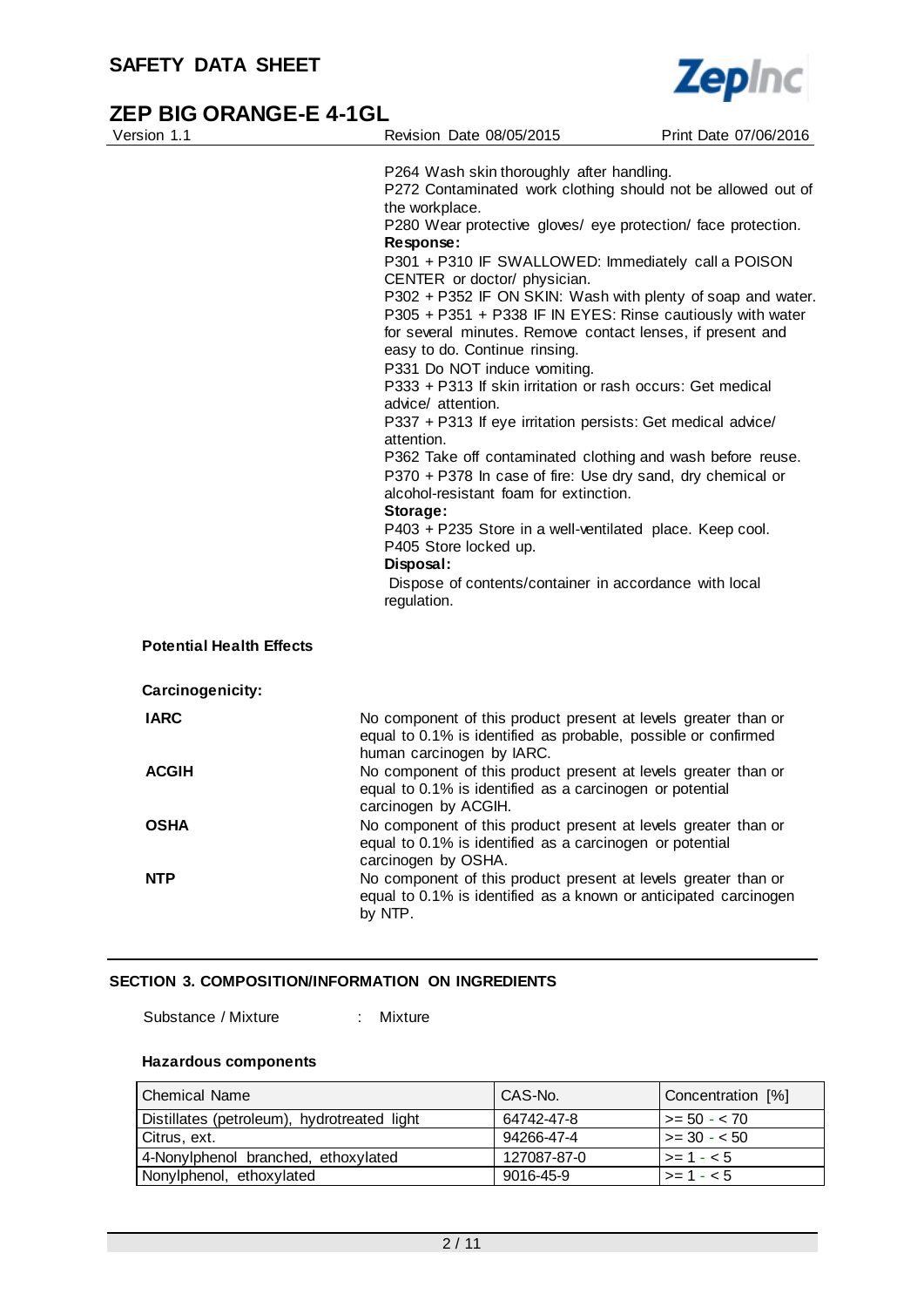P264 Wash skin thoroughly after handling.
P272 Contaminated work clothing should not be allowed out of the workplace.
P280 Wear protective gloves/ eye protection/ face protection.

**Response:**

P301 + P310 IF SWALLOWED: Immediately call a POISON CENTER or doctor/ physician.
P302 + P352 IF ON SKIN: Wash with plenty of soap and water.
P305 + P351 + P338 IF IN EYES: Rinse cautiously with water for several minutes. Remove contact lenses, if present and easy to do. Continue rinsing.
P331 Do NOT induce vomiting.
P333 + P313 If skin irritation or rash occurs: Get medical advice/ attention.
P337 + P313 If eye irritation persists: Get medical advice/ attention.
P362 Take off contaminated clothing and wash before reuse.
P370 + P378 In case of fire: Use dry sand, dry chemical or alcohol-resistant foam for extinction.

**Storage:**

P403 + P235 Store in a well-ventilated place. Keep cool.
P405 Store locked up.

**Disposal:**

Dispose of contents/container in accordance with local regulation.

**Potential Health Effects**

**Carcinogenicity:**

**IARC** No component of this product present at levels greater than or equal to 0.1% is identified as probable, possible or confirmed human carcinogen by IARC.

**ACGIH** No component of this product present at levels greater than or equal to 0.1% is identified as a carcinogen or potential carcinogen by ACGIH.

**OSHA** No component of this product present at levels greater than or equal to 0.1% is identified as a carcinogen or potential carcinogen by OSHA.

**NTP** No component of this product present at levels greater than or equal to 0.1% is identified as a known or anticipated carcinogen by NTP.

## SECTION 3. COMPOSITION/INFORMATION ON INGREDIENTS

Substance / Mixture : Mixture

**Hazardous components**

| Chemical Name | CAS-No. | Concentration [%] |
|---|---|---|
| Distillates (petroleum), hydrotreated light | 64742-47-8 | >= 50 - < 70 |
| Citrus, ext. | 94266-47-4 | >= 30 - < 50 |
| 4-Nonylphenol branched, ethoxylated | 127087-87-0 | >= 1 - < 5 |
| Nonylphenol, ethoxylated | 9016-45-9 | >= 1 - < 5 |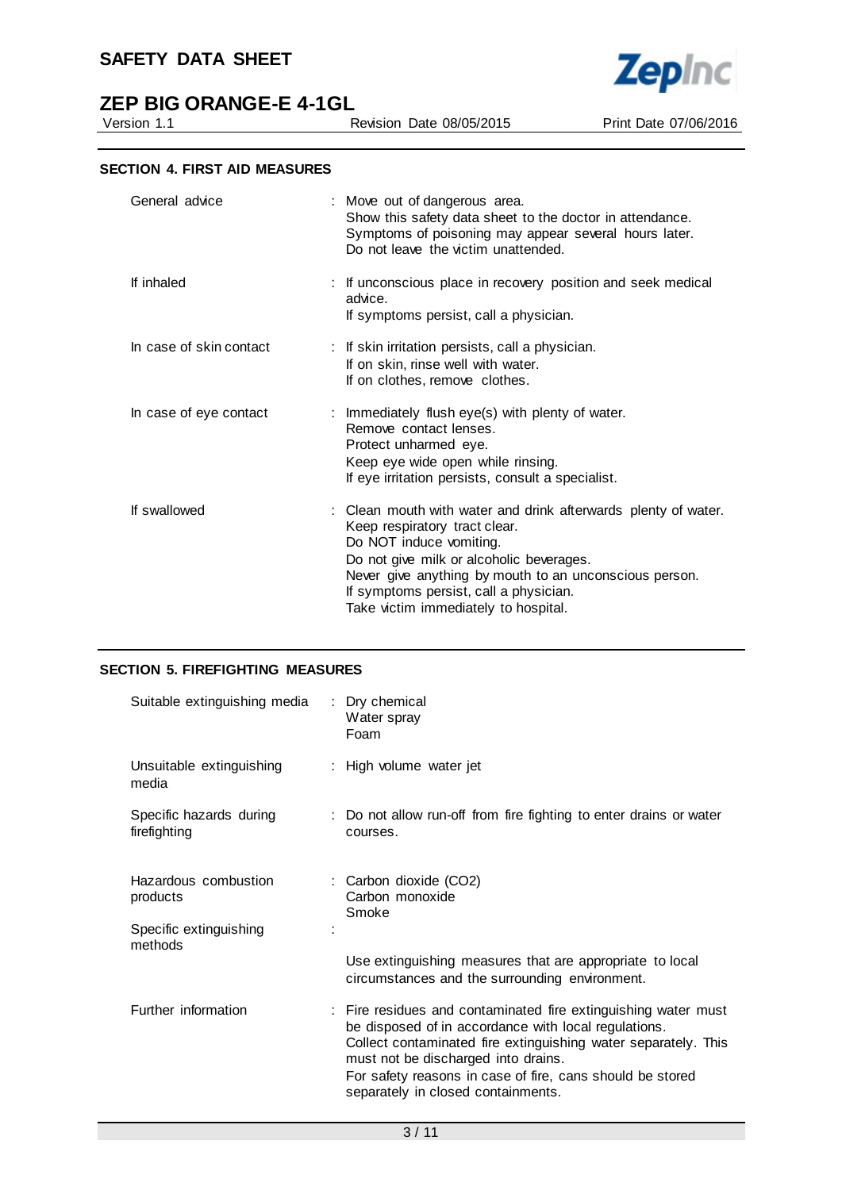## SECTION 4. FIRST AID MEASURES

| | |
|---|---|
| General advice | : Move out of dangerous area.<br>Show this safety data sheet to the doctor in attendance.<br>Symptoms of poisoning may appear several hours later.<br>Do not leave the victim unattended. |
| If inhaled | : If unconscious place in recovery position and seek medical advice.<br>If symptoms persist, call a physician. |
| In case of skin contact | : If skin irritation persists, call a physician.<br>If on skin, rinse well with water.<br>If on clothes, remove clothes. |
| In case of eye contact | : Immediately flush eye(s) with plenty of water.<br>Remove contact lenses.<br>Protect unharmed eye.<br>Keep eye wide open while rinsing.<br>If eye irritation persists, consult a specialist. |
| If swallowed | : Clean mouth with water and drink afterwards plenty of water.<br>Keep respiratory tract clear.<br>Do NOT induce vomiting.<br>Do not give milk or alcoholic beverages.<br>Never give anything by mouth to an unconscious person.<br>If symptoms persist, call a physician.<br>Take victim immediately to hospital. |

## SECTION 5. FIREFIGHTING MEASURES

| | |
|---|---|
| Suitable extinguishing media | : Dry chemical<br>Water spray<br>Foam |
| Unsuitable extinguishing media | : High volume water jet |
| Specific hazards during firefighting | : Do not allow run-off from fire fighting to enter drains or water courses. |
| Hazardous combustion products | : Carbon dioxide ($CO_2$)<br>Carbon monoxide<br>Smoke |
| Specific extinguishing methods | : Use extinguishing measures that are appropriate to local circumstances and the surrounding environment. |
| Further information | : Fire residues and contaminated fire extinguishing water must be disposed of in accordance with local regulations.<br>Collect contaminated fire extinguishing water separately. This must not be discharged into drains.<br>For safety reasons in case of fire, cans should be stored separately in closed containments. |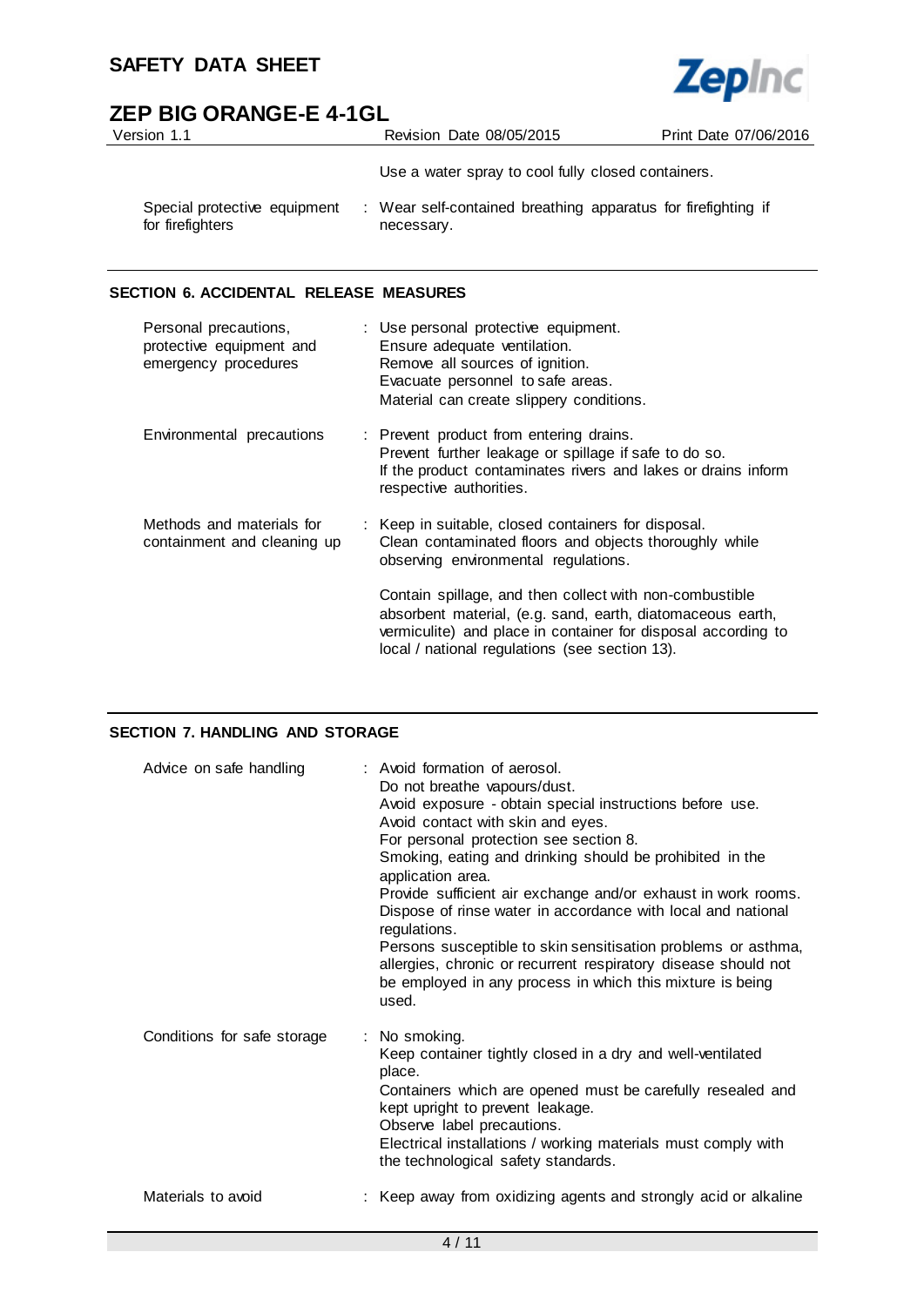Use a water spray to cool fully closed containers.

| | |
|---|---|
| Special protective equipment for firefighters | : Wear self-contained breathing apparatus for firefighting if necessary. |

## SECTION 6. ACCIDENTAL RELEASE MEASURES

| | |
|---|---|
| Personal precautions, protective equipment and emergency procedures | : Use personal protective equipment.<br>Ensure adequate ventilation.<br>Remove all sources of ignition.<br>Evacuate personnel to safe areas.<br>Material can create slippery conditions. |
| Environmental precautions | : Prevent product from entering drains.<br>Prevent further leakage or spillage if safe to do so.<br>If the product contaminates rivers and lakes or drains inform respective authorities. |
| Methods and materials for containment and cleaning up | : Keep in suitable, closed containers for disposal.<br>Clean contaminated floors and objects thoroughly while observing environmental regulations.<br><br>Contain spillage, and then collect with non-combustible absorbent material, (e.g. sand, earth, diatomaceous earth, vermiculite) and place in container for disposal according to local / national regulations (see section 13). |

## SECTION 7. HANDLING AND STORAGE

| | |
|---|---|
| Advice on safe handling | : Avoid formation of aerosol.<br>Do not breathe vapours/dust.<br>Avoid exposure - obtain special instructions before use.<br>Avoid contact with skin and eyes.<br>For personal protection see section 8.<br>Smoking, eating and drinking should be prohibited in the application area.<br>Provide sufficient air exchange and/or exhaust in work rooms.<br>Dispose of rinse water in accordance with local and national regulations.<br>Persons susceptible to skin sensitisation problems or asthma, allergies, chronic or recurrent respiratory disease should not be employed in any process in which this mixture is being used. |
| Conditions for safe storage | : No smoking.<br>Keep container tightly closed in a dry and well-ventilated place.<br>Containers which are opened must be carefully resealed and kept upright to prevent leakage.<br>Observe label precautions.<br>Electrical installations / working materials must comply with the technological safety standards. |
| Materials to avoid | : Keep away from oxidizing agents and strongly acid or alkaline |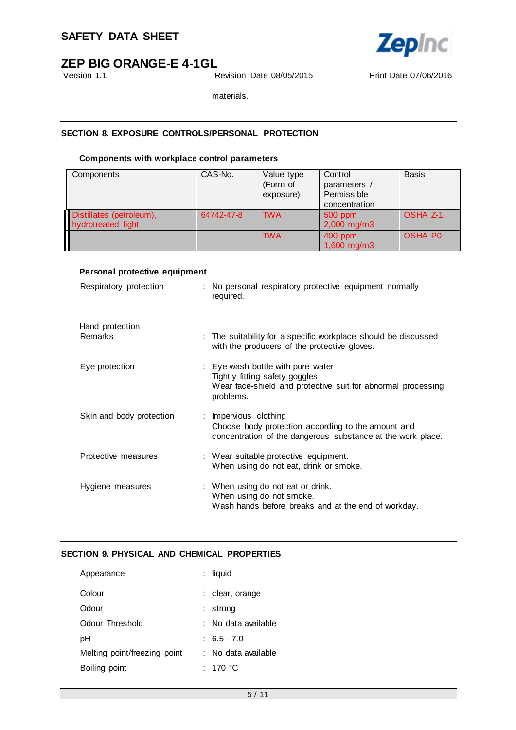materials.

## SECTION 8. EXPOSURE CONTROLS/PERSONAL PROTECTION

### Components with workplace control parameters

| Components | CAS-No. | Value type (Form of exposure) | Control parameters / Permissible concentration | Basis |
|---|---|---|---|---|
| Distillates (petroleum), hydrotreated light | 64742-47-8 | TWA | 500 ppm 2,000 mg/m3 | OSHA Z-1 |
| | | TWA | 400 ppm 1,600 mg/m3 | OSHA P0 |

### Personal protective equipment

Respiratory protection : No personal respiratory protective equipment normally required.

Hand protection
Remarks : The suitability for a specific workplace should be discussed with the producers of the protective gloves.

Eye protection : Eye wash bottle with pure water
Tightly fitting safety goggles
Wear face-shield and protective suit for abnormal processing problems.

Skin and body protection : Impervious clothing
Choose body protection according to the amount and concentration of the dangerous substance at the work place.

Protective measures : Wear suitable protective equipment.
When using do not eat, drink or smoke.

Hygiene measures : When using do not eat or drink.
When using do not smoke.
Wash hands before breaks and at the end of workday.

## SECTION 9. PHYSICAL AND CHEMICAL PROPERTIES

Appearance : liquid

Colour : clear, orange

Odour : strong

Odour Threshold : No data available

pH : 6.5 - 7.0

Melting point/freezing point : No data available

Boiling point : 170 °C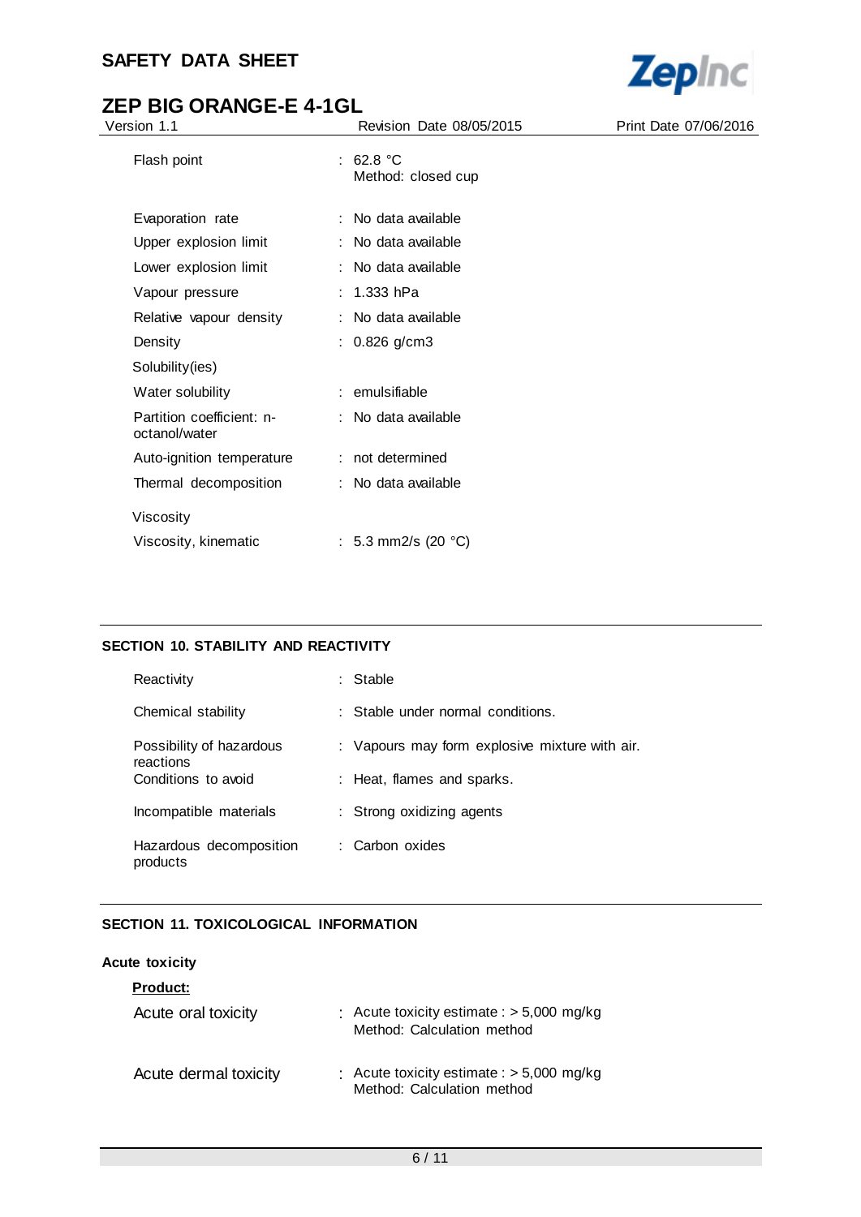| | |
|---|---|
| Flash point | : 62.8 °C<br>Method: closed cup |
| Evaporation rate | : No data available |
| Upper explosion limit | : No data available |
| Lower explosion limit | : No data available |
| Vapour pressure | : 1.333 hPa |
| Relative vapour density | : No data available |
| Density | : 0.826 g/cm3 |
| Solubility(ies) | |
| Water solubility | : emulsifiable |
| Partition coefficient: n-octanol/water | : No data available |
| Auto-ignition temperature | : not determined |
| Thermal decomposition | : No data available |
| Viscosity | |
| Viscosity, kinematic | : 5.3 mm2/s (20 °C) |

## SECTION 10. STABILITY AND REACTIVITY

| | |
|---|---|
| Reactivity | : Stable |
| Chemical stability | : Stable under normal conditions. |
| Possibility of hazardous reactions | : Vapours may form explosive mixture with air. |
| Conditions to avoid | : Heat, flames and sparks. |
| Incompatible materials | : Strong oxidizing agents |
| Hazardous decomposition products | : Carbon oxides |

## SECTION 11. TOXICOLOGICAL INFORMATION

**Acute toxicity**

**Product:**

| | |
|---|---|
| Acute oral toxicity | : Acute toxicity estimate : > 5,000 mg/kg<br>Method: Calculation method |
| Acute dermal toxicity | : Acute toxicity estimate : > 5,000 mg/kg<br>Method: Calculation method |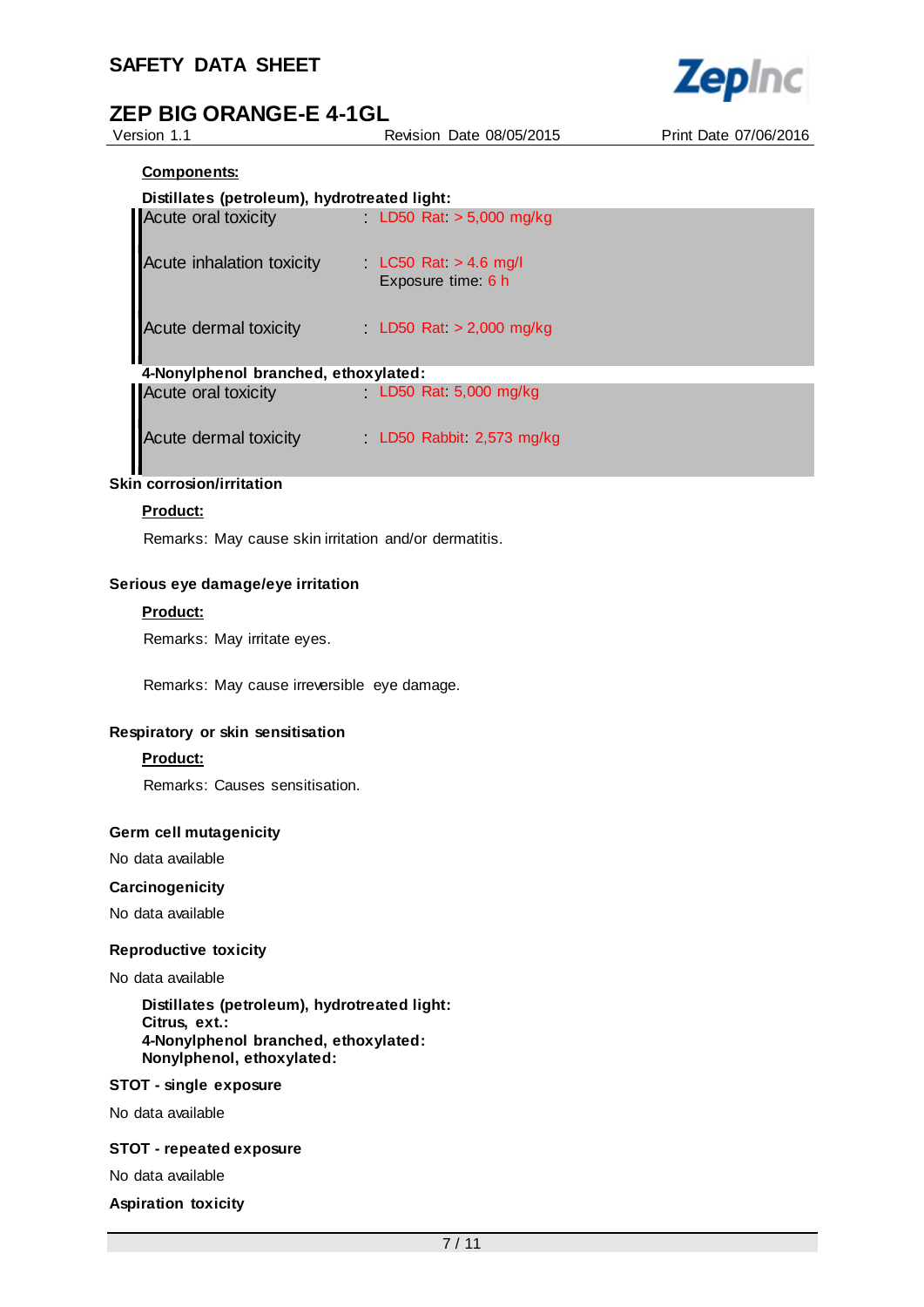**Components:**

**Distillates (petroleum), hydrotreated light:**

| | |
|---|---|
| Acute oral toxicity | : LD50 Rat: > 5,000 mg/kg |
| Acute inhalation toxicity | : LC50 Rat: > 4.6 mg/l<br>Exposure time: 6 h |
| Acute dermal toxicity | : LD50 Rat: > 2,000 mg/kg |

**4-Nonylphenol branched, ethoxylated:**

| | |
|---|---|
| Acute oral toxicity | : LD50 Rat: 5,000 mg/kg |
| Acute dermal toxicity | : LD50 Rabbit: 2,573 mg/kg |

### Skin corrosion/irritation

**Product:**

Remarks: May cause skin irritation and/or dermatitis.

### Serious eye damage/eye irritation

**Product:**

Remarks: May irritate eyes.

Remarks: May cause irreversible eye damage.

### Respiratory or skin sensitisation

**Product:**

Remarks: Causes sensitisation.

### Germ cell mutagenicity

No data available

### Carcinogenicity

No data available

### Reproductive toxicity

No data available

**Distillates (petroleum), hydrotreated light:**
**Citrus, ext.:**
**4-Nonylphenol branched, ethoxylated:**
**Nonylphenol, ethoxylated:**

### STOT - single exposure

No data available

### STOT - repeated exposure

No data available

### Aspiration toxicity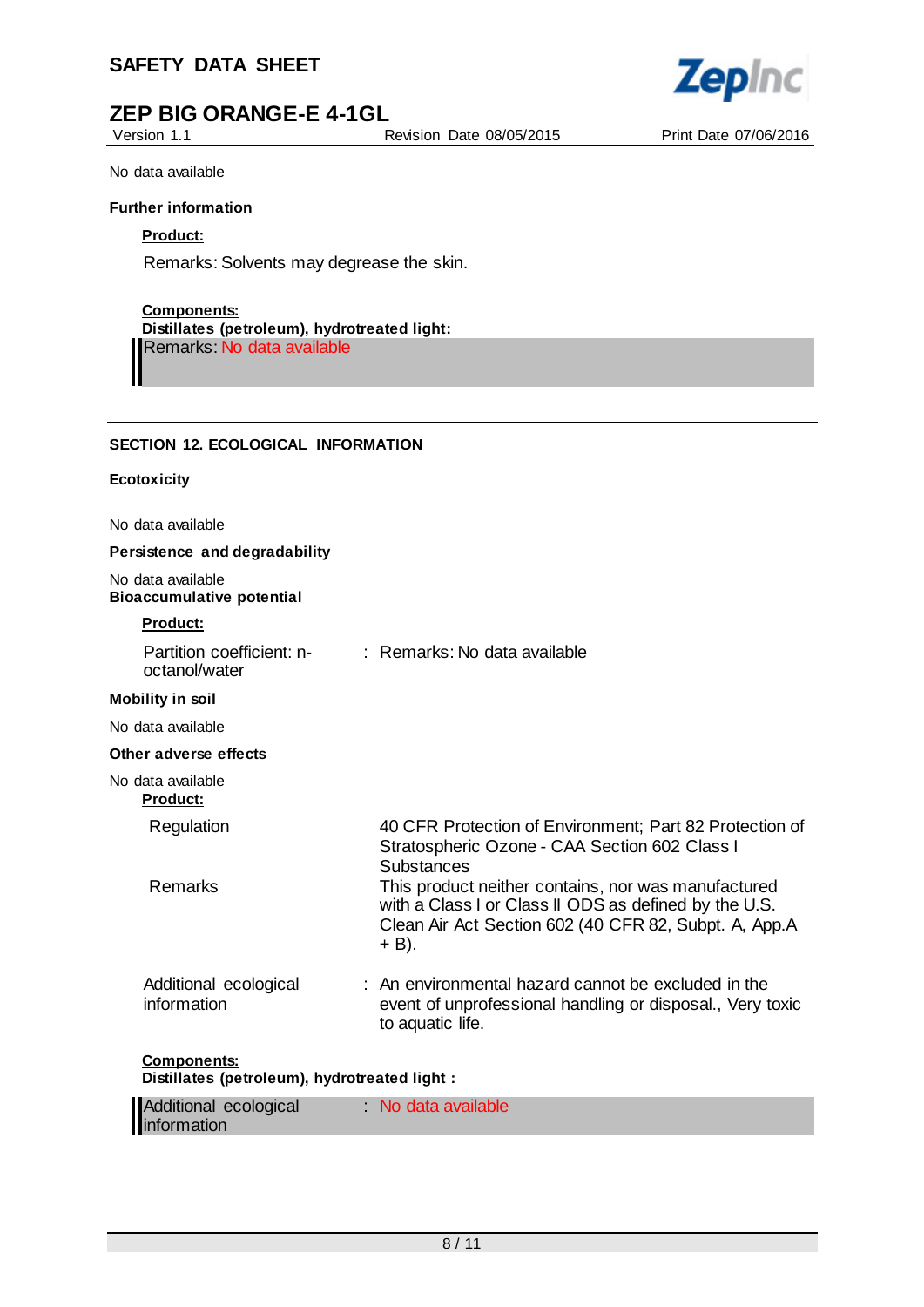No data available

**Further information**

**Product:**

Remarks: Solvents may degrease the skin.

**Components:**

**Distillates (petroleum), hydrotreated light:**

Remarks: No data available

## SECTION 12. ECOLOGICAL INFORMATION

**Ecotoxicity**

No data available

**Persistence and degradability**

No data available

**Bioaccumulative potential**

**Product:**

| | |
|---|---|
| Partition coefficient: n-octanol/water | : Remarks: No data available |

**Mobility in soil**

No data available

**Other adverse effects**

No data available

**Product:**

| | |
|---|---|
| Regulation | 40 CFR Protection of Environment; Part 82 Protection of Stratospheric Ozone - CAA Section 602 Class I Substances |
| Remarks | This product neither contains, nor was manufactured with a Class I or Class II ODS as defined by the U.S. Clean Air Act Section 602 (40 CFR 82, Subpt. A, App.A + B). |
| Additional ecological information | : An environmental hazard cannot be excluded in the event of unprofessional handling or disposal., Very toxic to aquatic life. |

**Components:**

**Distillates (petroleum), hydrotreated light :**

| | |
|---|---|
| Additional ecological information | : No data available |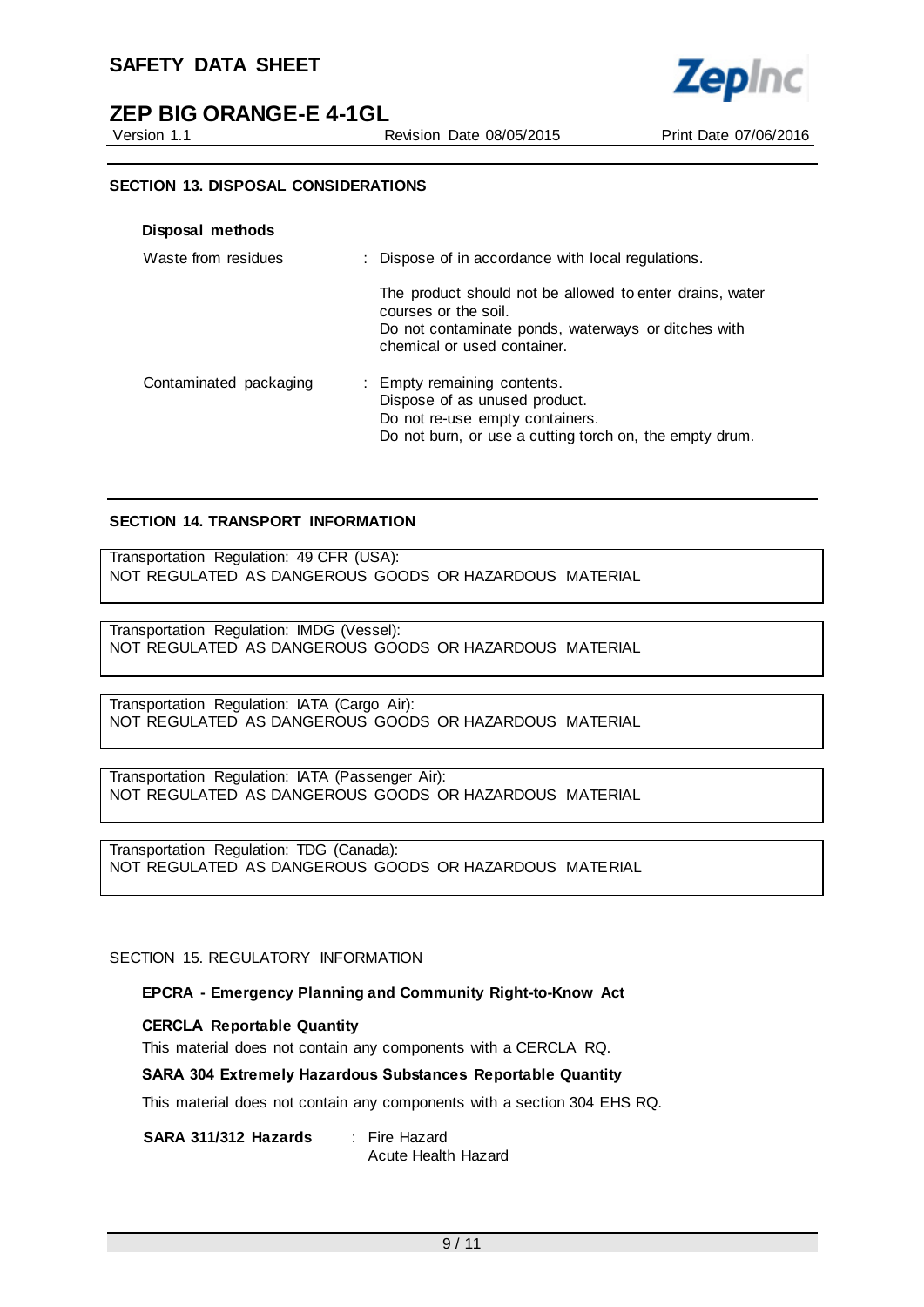## SECTION 13. DISPOSAL CONSIDERATIONS

**Disposal methods**

| | |
|---|---|
| Waste from residues | : Dispose of in accordance with local regulations.<br><br>The product should not be allowed to enter drains, water courses or the soil.<br>Do not contaminate ponds, waterways or ditches with chemical or used container. |
| Contaminated packaging | : Empty remaining contents.<br>Dispose of as unused product.<br>Do not re-use empty containers.<br>Do not burn, or use a cutting torch on, the empty drum. |

## SECTION 14. TRANSPORT INFORMATION

Transportation Regulation: 49 CFR (USA):
NOT REGULATED AS DANGEROUS GOODS OR HAZARDOUS MATERIAL

Transportation Regulation: IMDG (Vessel):
NOT REGULATED AS DANGEROUS GOODS OR HAZARDOUS MATERIAL

Transportation Regulation: IATA (Cargo Air):
NOT REGULATED AS DANGEROUS GOODS OR HAZARDOUS MATERIAL

Transportation Regulation: IATA (Passenger Air):
NOT REGULATED AS DANGEROUS GOODS OR HAZARDOUS MATERIAL

Transportation Regulation: TDG (Canada):
NOT REGULATED AS DANGEROUS GOODS OR HAZARDOUS MATERIAL

## SECTION 15. REGULATORY INFORMATION

**EPCRA - Emergency Planning and Community Right-to-Know Act**

**CERCLA Reportable Quantity**

This material does not contain any components with a CERCLA RQ.

**SARA 304 Extremely Hazardous Substances Reportable Quantity**

This material does not contain any components with a section 304 EHS RQ.

| | |
|---|---|
| **SARA 311/312 Hazards** | : Fire Hazard<br>Acute Health Hazard |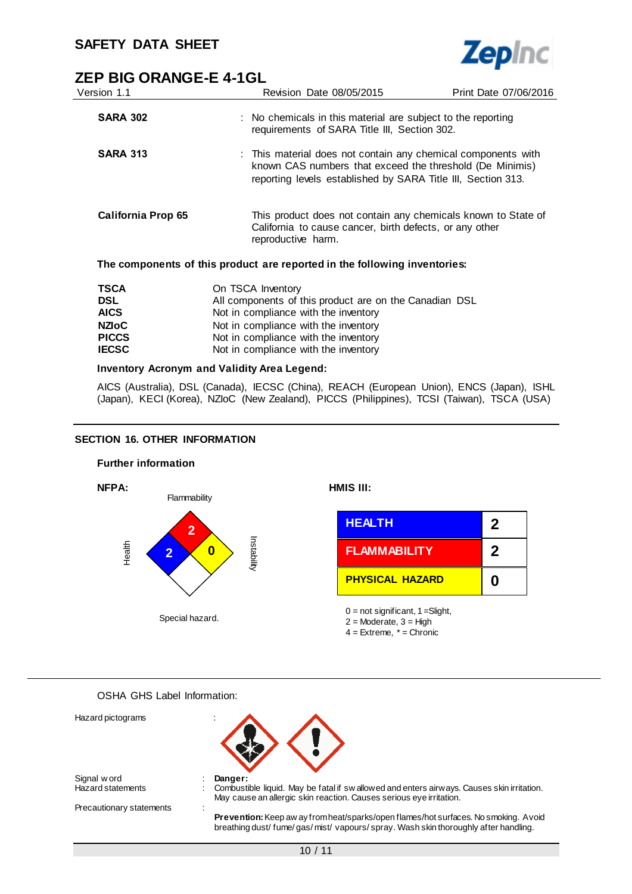| | |
|---|---|
| **SARA 302** | : No chemicals in this material are subject to the reporting requirements of SARA Title III, Section 302. |
| **SARA 313** | : This material does not contain any chemical components with known CAS numbers that exceed the threshold (De Minimis) reporting levels established by SARA Title III, Section 313. |
| **California Prop 65** | This product does not contain any chemicals known to State of California to cause cancer, birth defects, or any other reproductive harm. |

**The components of this product are reported in the following inventories:**

| | |
|---|---|
| **TSCA** | On TSCA Inventory |
| **DSL** | All components of this product are on the Canadian DSL |
| **AICS** | Not in compliance with the inventory |
| **NZIoC** | Not in compliance with the inventory |
| **PICCS** | Not in compliance with the inventory |
| **IECSC** | Not in compliance with the inventory |

**Inventory Acronym and Validity Area Legend:**

AICS (Australia), DSL (Canada), IECSC (China), REACH (European Union), ENCS (Japan), ISHL (Japan), KECI (Korea), NZIoC (New Zealand), PICCS (Philippines), TCSI (Taiwan), TSCA (USA)

## SECTION 16. OTHER INFORMATION

### Further information

**NFPA:**

Flammability: 2
Health: 2
Instability: 0
Special hazard.

**HMIS III:**

| | |
|---|---|
| HEALTH | 2 |
| FLAMMABILITY | 2 |
| PHYSICAL HAZARD | 0 |

0 = not significant, 1 =Slight,
2 = Moderate, 3 = High
4 = Extreme, * = Chronic

OSHA GHS Label Information:

Hazard pictograms :

Signal word : **Danger:**

Hazard statements : Combustible liquid. May be fatal if swallowed and enters airways. Causes skin irritation. May cause an allergic skin reaction. Causes serious eye irritation.

Precautionary statements :

**Prevention:** Keep away from heat/sparks/open flames/hot surfaces. No smoking. Avoid breathing dust/ fume/ gas/ mist/ vapours/ spray. Wash skin thoroughly after handling.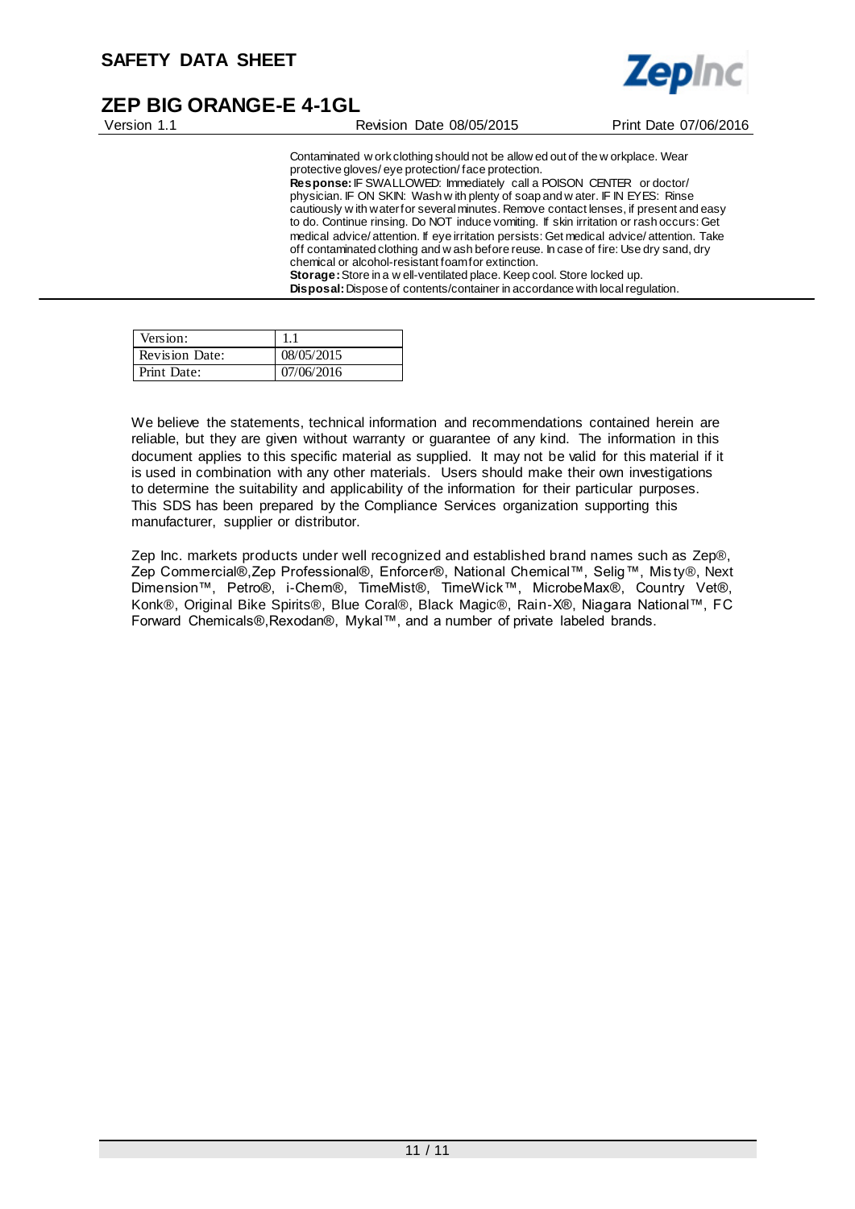Contaminated work clothing should not be allowed out of the workplace. Wear protective gloves/ eye protection/ face protection.
**Response:** IF SWALLOWED: Immediately call a POISON CENTER or doctor/ physician. IF ON SKIN: Wash with plenty of soap and water. IF IN EYES: Rinse cautiously with water for several minutes. Remove contact lenses, if present and easy to do. Continue rinsing. Do NOT induce vomiting. If skin irritation or rash occurs: Get medical advice/ attention. If eye irritation persists: Get medical advice/ attention. Take off contaminated clothing and wash before reuse. In case of fire: Use dry sand, dry chemical or alcohol-resistant foam for extinction.
**Storage:** Store in a well-ventilated place. Keep cool. Store locked up.
**Disposal:** Dispose of contents/container in accordance with local regulation.

| | |
|---|---|
| Version: | 1.1 |
| Revision Date: | 08/05/2015 |
| Print Date: | 07/06/2016 |

We believe the statements, technical information and recommendations contained herein are reliable, but they are given without warranty or guarantee of any kind. The information in this document applies to this specific material as supplied. It may not be valid for this material if it is used in combination with any other materials. Users should make their own investigations to determine the suitability and applicability of the information for their particular purposes. This SDS has been prepared by the Compliance Services organization supporting this manufacturer, supplier or distributor.

Zep Inc. markets products under well recognized and established brand names such as Zep®, Zep Commercial®,Zep Professional®, Enforcer®, National Chemical™, Selig™, Misty®, Next Dimension™, Petro®, i-Chem®, TimeMist®, TimeWick™, MicrobeMax®, Country Vet®, Konk®, Original Bike Spirits®, Blue Coral®, Black Magic®, Rain-X®, Niagara National™, FC Forward Chemicals®,Rexodan®, Mykal™, and a number of private labeled brands.